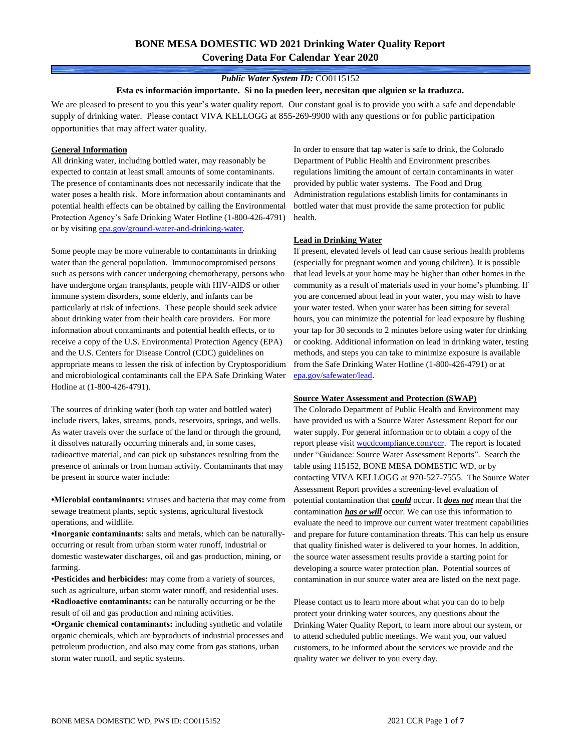# BONE MESA DOMESTIC WD 2021 Drinking Water Quality Report
## Covering Data For Calendar Year 2020

***Public Water System ID:*** CO0115152

**Esta es información importante. Si no la pueden leer, necesitan que alguien se la traduzca.**

We are pleased to present to you this year's water quality report. Our constant goal is to provide you with a safe and dependable supply of drinking water. Please contact VIVA KELLOGG at 855-269-9900 with any questions or for public participation opportunities that may affect water quality.

### General Information

All drinking water, including bottled water, may reasonably be expected to contain at least small amounts of some contaminants. The presence of contaminants does not necessarily indicate that the water poses a health risk. More information about contaminants and potential health effects can be obtained by calling the Environmental Protection Agency's Safe Drinking Water Hotline (1-800-426-4791) or by visiting [epa.gov/ground-water-and-drinking-water](epa.gov/ground-water-and-drinking-water).

Some people may be more vulnerable to contaminants in drinking water than the general population. Immunocompromised persons such as persons with cancer undergoing chemotherapy, persons who have undergone organ transplants, people with HIV-AIDS or other immune system disorders, some elderly, and infants can be particularly at risk of infections. These people should seek advice about drinking water from their health care providers. For more information about contaminants and potential health effects, or to receive a copy of the U.S. Environmental Protection Agency (EPA) and the U.S. Centers for Disease Control (CDC) guidelines on appropriate means to lessen the risk of infection by Cryptosporidium and microbiological contaminants call the EPA Safe Drinking Water Hotline at (1-800-426-4791).

The sources of drinking water (both tap water and bottled water) include rivers, lakes, streams, ponds, reservoirs, springs, and wells. As water travels over the surface of the land or through the ground, it dissolves naturally occurring minerals and, in some cases, radioactive material, and can pick up substances resulting from the presence of animals or from human activity. Contaminants that may be present in source water include:

- **Microbial contaminants:** viruses and bacteria that may come from sewage treatment plants, septic systems, agricultural livestock operations, and wildlife.
- **Inorganic contaminants:** salts and metals, which can be naturally-occurring or result from urban storm water runoff, industrial or domestic wastewater discharges, oil and gas production, mining, or farming.
- **Pesticides and herbicides:** may come from a variety of sources, such as agriculture, urban storm water runoff, and residential uses.
- **Radioactive contaminants:** can be naturally occurring or be the result of oil and gas production and mining activities.
- **Organic chemical contaminants:** including synthetic and volatile organic chemicals, which are byproducts of industrial processes and petroleum production, and also may come from gas stations, urban storm water runoff, and septic systems.

In order to ensure that tap water is safe to drink, the Colorado Department of Public Health and Environment prescribes regulations limiting the amount of certain contaminants in water provided by public water systems. The Food and Drug Administration regulations establish limits for contaminants in bottled water that must provide the same protection for public health.

### Lead in Drinking Water

If present, elevated levels of lead can cause serious health problems (especially for pregnant women and young children). It is possible that lead levels at your home may be higher than other homes in the community as a result of materials used in your home's plumbing. If you are concerned about lead in your water, you may wish to have your water tested. When your water has been sitting for several hours, you can minimize the potential for lead exposure by flushing your tap for 30 seconds to 2 minutes before using water for drinking or cooking. Additional information on lead in drinking water, testing methods, and steps you can take to minimize exposure is available from the Safe Drinking Water Hotline (1-800-426-4791) or at [epa.gov/safewater/lead](epa.gov/safewater/lead).

### Source Water Assessment and Protection (SWAP)

The Colorado Department of Public Health and Environment may have provided us with a Source Water Assessment Report for our water supply. For general information or to obtain a copy of the report please visit [wqcdcompliance.com/ccr](wqcdcompliance.com/ccr). The report is located under "Guidance: Source Water Assessment Reports". Search the table using 115152, BONE MESA DOMESTIC WD, or by contacting VIVA KELLOGG at 970-527-7555. The Source Water Assessment Report provides a screening-level evaluation of potential contamination that ***could*** occur. It ***does not*** mean that the contamination ***has or will*** occur. We can use this information to evaluate the need to improve our current water treatment capabilities and prepare for future contamination threats. This can help us ensure that quality finished water is delivered to your homes. In addition, the source water assessment results provide a starting point for developing a source water protection plan. Potential sources of contamination in our source water area are listed on the next page.

Please contact us to learn more about what you can do to help protect your drinking water sources, any questions about the Drinking Water Quality Report, to learn more about our system, or to attend scheduled public meetings. We want you, our valued customers, to be informed about the services we provide and the quality water we deliver to you every day.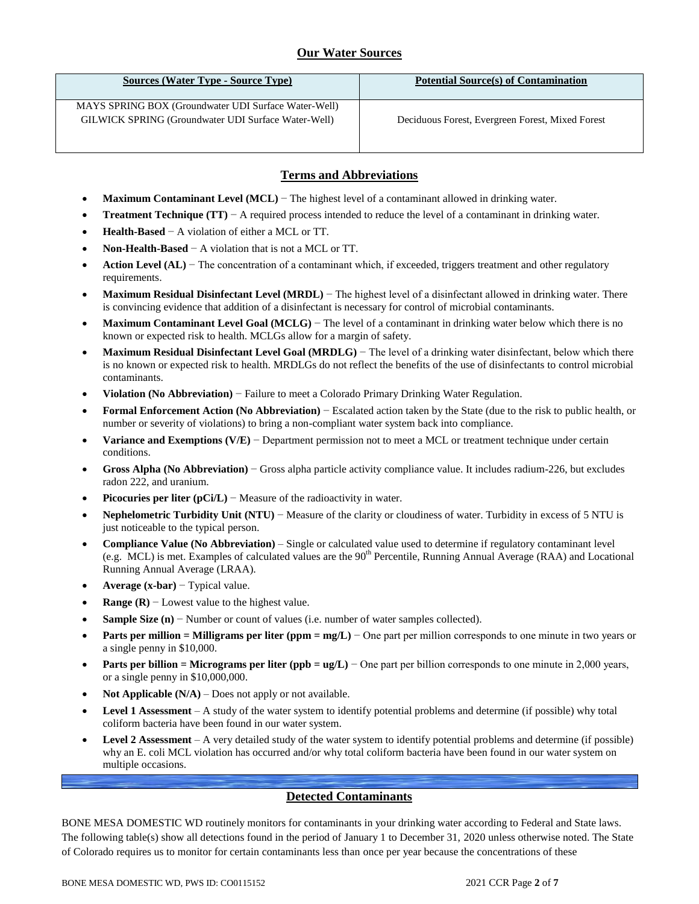## Our Water Sources

| Sources (Water Type - Source Type) | Potential Source(s) of Contamination |
|---|---|
| MAYS SPRING BOX (Groundwater UDI Surface Water-Well)<br>GILWICK SPRING (Groundwater UDI Surface Water-Well) | Deciduous Forest, Evergreen Forest, Mixed Forest |

## Terms and Abbreviations

- **Maximum Contaminant Level (MCL)** − The highest level of a contaminant allowed in drinking water.
- **Treatment Technique (TT)** − A required process intended to reduce the level of a contaminant in drinking water.
- **Health-Based** − A violation of either a MCL or TT.
- **Non-Health-Based** − A violation that is not a MCL or TT.
- **Action Level (AL)** − The concentration of a contaminant which, if exceeded, triggers treatment and other regulatory requirements.
- **Maximum Residual Disinfectant Level (MRDL)** − The highest level of a disinfectant allowed in drinking water. There is convincing evidence that addition of a disinfectant is necessary for control of microbial contaminants.
- **Maximum Contaminant Level Goal (MCLG)** − The level of a contaminant in drinking water below which there is no known or expected risk to health. MCLGs allow for a margin of safety.
- **Maximum Residual Disinfectant Level Goal (MRDLG)** − The level of a drinking water disinfectant, below which there is no known or expected risk to health. MRDLGs do not reflect the benefits of the use of disinfectants to control microbial contaminants.
- **Violation (No Abbreviation)** − Failure to meet a Colorado Primary Drinking Water Regulation.
- **Formal Enforcement Action (No Abbreviation)** − Escalated action taken by the State (due to the risk to public health, or number or severity of violations) to bring a non-compliant water system back into compliance.
- **Variance and Exemptions (V/E)** − Department permission not to meet a MCL or treatment technique under certain conditions.
- **Gross Alpha (No Abbreviation)** − Gross alpha particle activity compliance value. It includes radium-226, but excludes radon 222, and uranium.
- **Picocuries per liter (pCi/L)** − Measure of the radioactivity in water.
- **Nephelometric Turbidity Unit (NTU)** − Measure of the clarity or cloudiness of water. Turbidity in excess of 5 NTU is just noticeable to the typical person.
- **Compliance Value (No Abbreviation)** – Single or calculated value used to determine if regulatory contaminant level (e.g. MCL) is met. Examples of calculated values are the 90th Percentile, Running Annual Average (RAA) and Locational Running Annual Average (LRAA).
- **Average (x-bar)** − Typical value.
- **Range (R)** − Lowest value to the highest value.
- **Sample Size (n)** − Number or count of values (i.e. number of water samples collected).
- **Parts per million = Milligrams per liter (ppm = mg/L)** − One part per million corresponds to one minute in two years or a single penny in $10,000.
- **Parts per billion = Micrograms per liter (ppb = ug/L)** − One part per billion corresponds to one minute in 2,000 years, or a single penny in $10,000,000.
- **Not Applicable (N/A)** – Does not apply or not available.
- **Level 1 Assessment** – A study of the water system to identify potential problems and determine (if possible) why total coliform bacteria have been found in our water system.
- **Level 2 Assessment** – A very detailed study of the water system to identify potential problems and determine (if possible) why an E. coli MCL violation has occurred and/or why total coliform bacteria have been found in our water system on multiple occasions.

## Detected Contaminants

BONE MESA DOMESTIC WD routinely monitors for contaminants in your drinking water according to Federal and State laws. The following table(s) show all detections found in the period of January 1 to December 31, 2020 unless otherwise noted. The State of Colorado requires us to monitor for certain contaminants less than once per year because the concentrations of these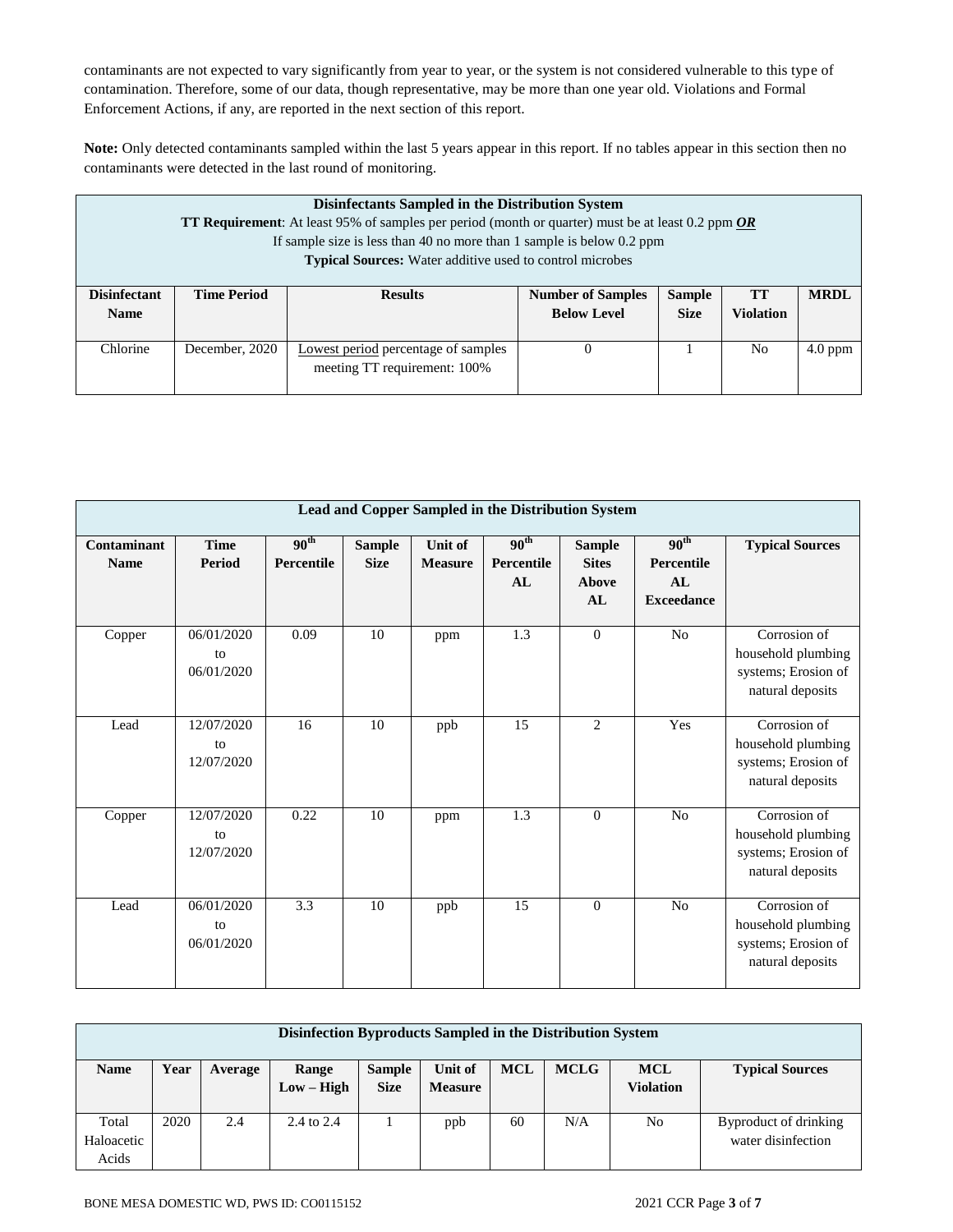contaminants are not expected to vary significantly from year to year, or the system is not considered vulnerable to this type of contamination. Therefore, some of our data, though representative, may be more than one year old. Violations and Formal Enforcement Actions, if any, are reported in the next section of this report.

**Note:** Only detected contaminants sampled within the last 5 years appear in this report. If no tables appear in this section then no contaminants were detected in the last round of monitoring.

| **Disinfectants Sampled in the Distribution System**<br>**TT Requirement**: At least 95% of samples per period (month or quarter) must be at least 0.2 ppm ***OR***<br>If sample size is less than 40 no more than 1 sample is below 0.2 ppm<br>**Typical Sources:** Water additive used to control microbes | | | | | | |
|---|---|---|---|---|---|---|
| **Disinfectant Name** | **Time Period** | **Results** | **Number of Samples Below Level** | **Sample Size** | **TT Violation** | **MRDL** |
| Chlorine | December, 2020 | Lowest period percentage of samples meeting TT requirement: 100% | 0 | 1 | No | 4.0 ppm |

| **Lead and Copper Sampled in the Distribution System** | | | | | | | | |
|---|---|---|---|---|---|---|---|---|
| **Contaminant Name** | **Time Period** | **90th Percentile** | **Sample Size** | **Unit of Measure** | **90th Percentile AL** | **Sample Sites Above AL** | **90th Percentile AL Exceedance** | **Typical Sources** |
| Copper | 06/01/2020 to 06/01/2020 | 0.09 | 10 | ppm | 1.3 | 0 | No | Corrosion of household plumbing systems; Erosion of natural deposits |
| Lead | 12/07/2020 to 12/07/2020 | 16 | 10 | ppb | 15 | 2 | Yes | Corrosion of household plumbing systems; Erosion of natural deposits |
| Copper | 12/07/2020 to 12/07/2020 | 0.22 | 10 | ppm | 1.3 | 0 | No | Corrosion of household plumbing systems; Erosion of natural deposits |
| Lead | 06/01/2020 to 06/01/2020 | 3.3 | 10 | ppb | 15 | 0 | No | Corrosion of household plumbing systems; Erosion of natural deposits |

| **Disinfection Byproducts Sampled in the Distribution System** | | | | | | | | | |
|---|---|---|---|---|---|---|---|---|---|
| **Name** | **Year** | **Average** | **Range Low – High** | **Sample Size** | **Unit of Measure** | **MCL** | **MCLG** | **MCL Violation** | **Typical Sources** |
| Total Haloacetic Acids | 2020 | 2.4 | 2.4 to 2.4 | 1 | ppb | 60 | N/A | No | Byproduct of drinking water disinfection |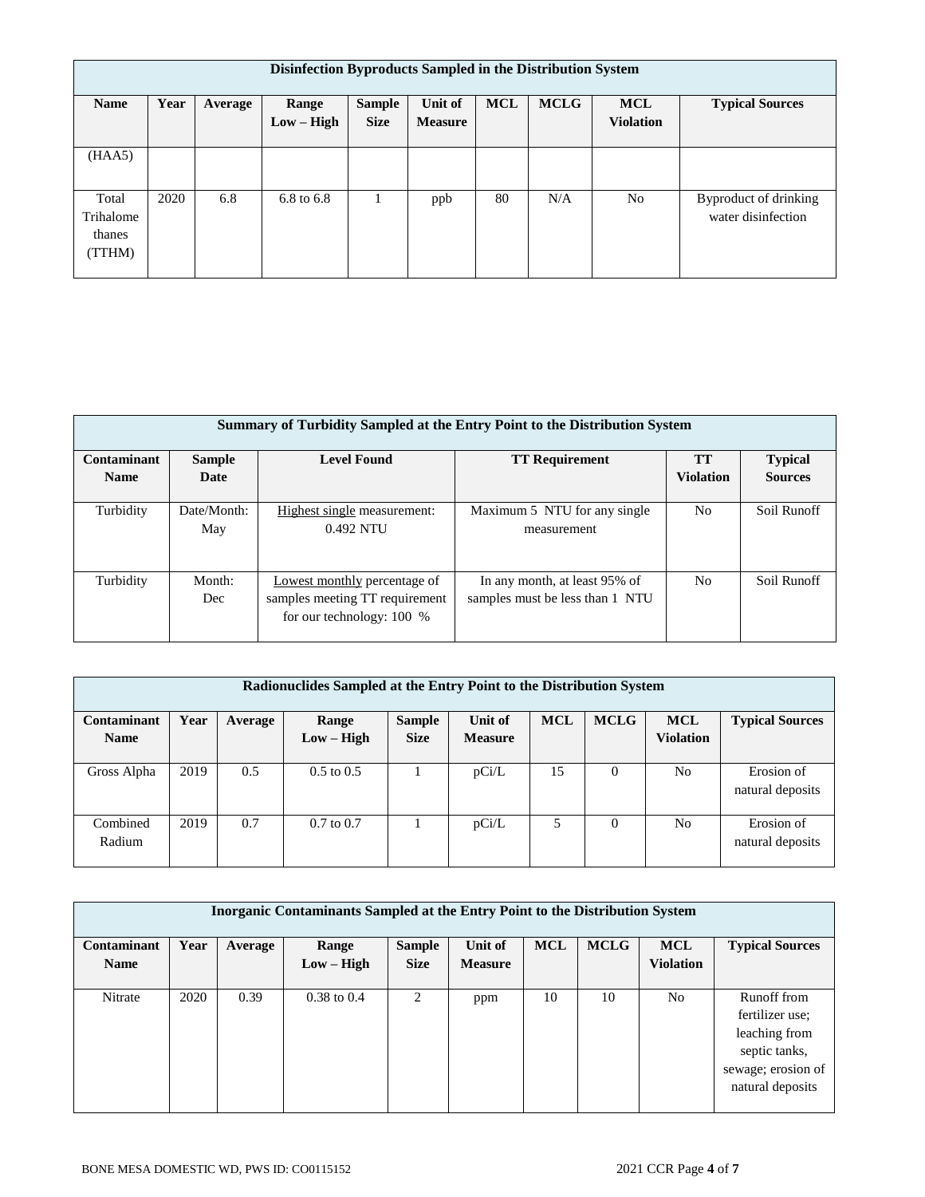| Disinfection Byproducts Sampled in the Distribution System | | | | | | | | | |
|---|---|---|---|---|---|---|---|---|---|
| **Name** | **Year** | **Average** | **Range Low – High** | **Sample Size** | **Unit of Measure** | **MCL** | **MCLG** | **MCL Violation** | **Typical Sources** |
| (HAA5) | | | | | | | | | |
| Total Trihalomethanes (TTHM) | 2020 | 6.8 | 6.8 to 6.8 | 1 | ppb | 80 | N/A | No | Byproduct of drinking water disinfection |

| Summary of Turbidity Sampled at the Entry Point to the Distribution System | | | | | |
|---|---|---|---|---|---|
| **Contaminant Name** | **Sample Date** | **Level Found** | **TT Requirement** | **TT Violation** | **Typical Sources** |
| Turbidity | Date/Month: May | Highest single measurement: 0.492 NTU | Maximum 5 NTU for any single measurement | No | Soil Runoff |
| Turbidity | Month: Dec | Lowest monthly percentage of samples meeting TT requirement for our technology: 100 % | In any month, at least 95% of samples must be less than 1 NTU | No | Soil Runoff |

| Radionuclides Sampled at the Entry Point to the Distribution System | | | | | | | | | |
|---|---|---|---|---|---|---|---|---|---|
| **Contaminant Name** | **Year** | **Average** | **Range Low – High** | **Sample Size** | **Unit of Measure** | **MCL** | **MCLG** | **MCL Violation** | **Typical Sources** |
| Gross Alpha | 2019 | 0.5 | 0.5 to 0.5 | 1 | pCi/L | 15 | 0 | No | Erosion of natural deposits |
| Combined Radium | 2019 | 0.7 | 0.7 to 0.7 | 1 | pCi/L | 5 | 0 | No | Erosion of natural deposits |

| Inorganic Contaminants Sampled at the Entry Point to the Distribution System | | | | | | | | | |
|---|---|---|---|---|---|---|---|---|---|
| **Contaminant Name** | **Year** | **Average** | **Range Low – High** | **Sample Size** | **Unit of Measure** | **MCL** | **MCLG** | **MCL Violation** | **Typical Sources** |
| Nitrate | 2020 | 0.39 | 0.38 to 0.4 | 2 | ppm | 10 | 10 | No | Runoff from fertilizer use; leaching from septic tanks, sewage; erosion of natural deposits |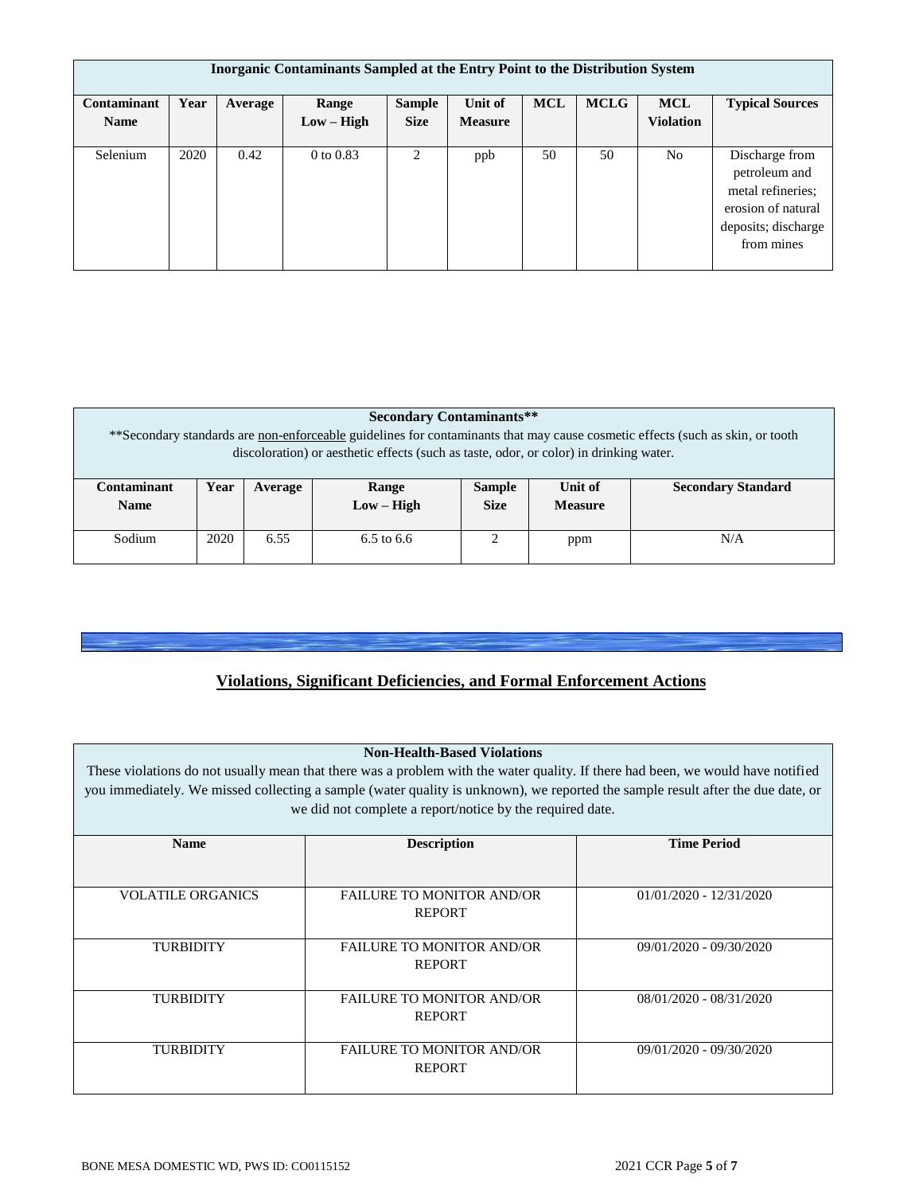| Inorganic Contaminants Sampled at the Entry Point to the Distribution System | | | | | | | | | |
|---|---|---|---|---|---|---|---|---|---|
| **Contaminant Name** | **Year** | **Average** | **Range Low – High** | **Sample Size** | **Unit of Measure** | **MCL** | **MCLG** | **MCL Violation** | **Typical Sources** |
| Selenium | 2020 | 0.42 | 0 to 0.83 | 2 | ppb | 50 | 50 | No | Discharge from petroleum and metal refineries; erosion of natural deposits; discharge from mines |

| Secondary Contaminants** <br> **Secondary standards are non-enforceable guidelines for contaminants that may cause cosmetic effects (such as skin, or tooth discoloration) or aesthetic effects (such as taste, odor, or color) in drinking water. | | | | | | |
|---|---|---|---|---|---|---|
| **Contaminant Name** | **Year** | **Average** | **Range Low – High** | **Sample Size** | **Unit of Measure** | **Secondary Standard** |
| Sodium | 2020 | 6.55 | 6.5 to 6.6 | 2 | ppm | N/A |

## Violations, Significant Deficiencies, and Formal Enforcement Actions

| Non-Health-Based Violations <br> These violations do not usually mean that there was a problem with the water quality. If there had been, we would have notified you immediately. We missed collecting a sample (water quality is unknown), we reported the sample result after the due date, or we did not complete a report/notice by the required date. | | |
|---|---|---|
| **Name** | **Description** | **Time Period** |
| VOLATILE ORGANICS | FAILURE TO MONITOR AND/OR REPORT | 01/01/2020 - 12/31/2020 |
| TURBIDITY | FAILURE TO MONITOR AND/OR REPORT | 09/01/2020 - 09/30/2020 |
| TURBIDITY | FAILURE TO MONITOR AND/OR REPORT | 08/01/2020 - 08/31/2020 |
| TURBIDITY | FAILURE TO MONITOR AND/OR REPORT | 09/01/2020 - 09/30/2020 |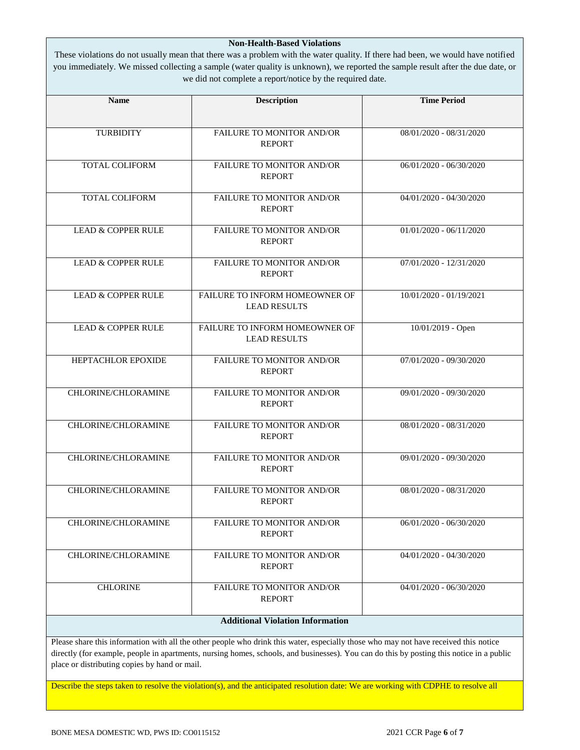### Non-Health-Based Violations

These violations do not usually mean that there was a problem with the water quality. If there had been, we would have notified you immediately. We missed collecting a sample (water quality is unknown), we reported the sample result after the due date, or we did not complete a report/notice by the required date.

| Name | Description | Time Period |
|---|---|---|
| TURBIDITY | FAILURE TO MONITOR AND/OR REPORT | 08/01/2020 - 08/31/2020 |
| TOTAL COLIFORM | FAILURE TO MONITOR AND/OR REPORT | 06/01/2020 - 06/30/2020 |
| TOTAL COLIFORM | FAILURE TO MONITOR AND/OR REPORT | 04/01/2020 - 04/30/2020 |
| LEAD & COPPER RULE | FAILURE TO MONITOR AND/OR REPORT | 01/01/2020 - 06/11/2020 |
| LEAD & COPPER RULE | FAILURE TO MONITOR AND/OR REPORT | 07/01/2020 - 12/31/2020 |
| LEAD & COPPER RULE | FAILURE TO INFORM HOMEOWNER OF LEAD RESULTS | 10/01/2020 - 01/19/2021 |
| LEAD & COPPER RULE | FAILURE TO INFORM HOMEOWNER OF LEAD RESULTS | 10/01/2019 - Open |
| HEPTACHLOR EPOXIDE | FAILURE TO MONITOR AND/OR REPORT | 07/01/2020 - 09/30/2020 |
| CHLORINE/CHLORAMINE | FAILURE TO MONITOR AND/OR REPORT | 09/01/2020 - 09/30/2020 |
| CHLORINE/CHLORAMINE | FAILURE TO MONITOR AND/OR REPORT | 08/01/2020 - 08/31/2020 |
| CHLORINE/CHLORAMINE | FAILURE TO MONITOR AND/OR REPORT | 09/01/2020 - 09/30/2020 |
| CHLORINE/CHLORAMINE | FAILURE TO MONITOR AND/OR REPORT | 08/01/2020 - 08/31/2020 |
| CHLORINE/CHLORAMINE | FAILURE TO MONITOR AND/OR REPORT | 06/01/2020 - 06/30/2020 |
| CHLORINE/CHLORAMINE | FAILURE TO MONITOR AND/OR REPORT | 04/01/2020 - 04/30/2020 |
| CHLORINE | FAILURE TO MONITOR AND/OR REPORT | 04/01/2020 - 06/30/2020 |

### Additional Violation Information

Please share this information with all the other people who drink this water, especially those who may not have received this notice directly (for example, people in apartments, nursing homes, schools, and businesses). You can do this by posting this notice in a public place or distributing copies by hand or mail.

Describe the steps taken to resolve the violation(s), and the anticipated resolution date: We are working with CDPHE to resolve all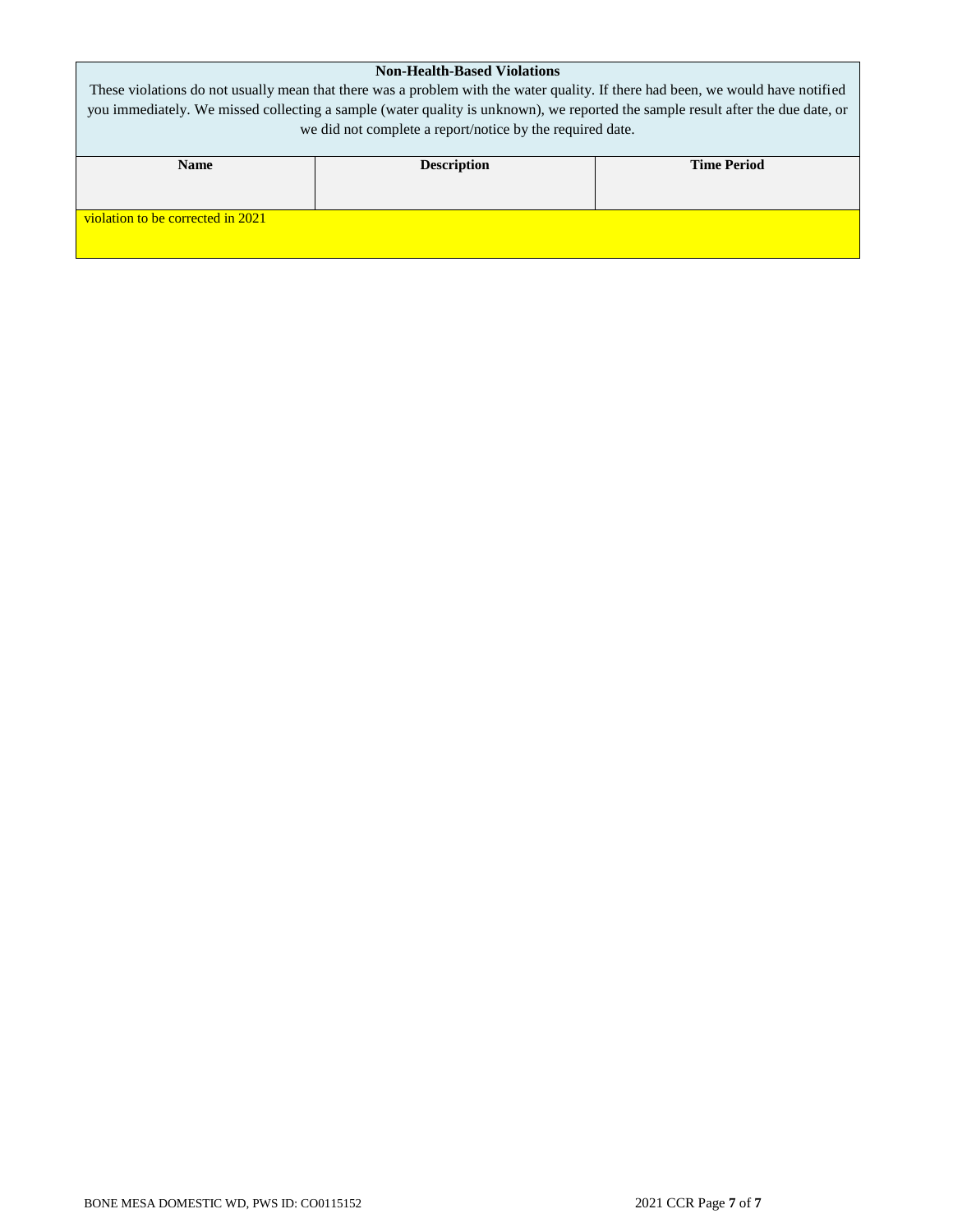**Non-Health-Based Violations**

These violations do not usually mean that there was a problem with the water quality. If there had been, we would have notified you immediately. We missed collecting a sample (water quality is unknown), we reported the sample result after the due date, or we did not complete a report/notice by the required date.

| Name | Description | Time Period |
|---|---|---|
| violation to be corrected in 2021 | | |